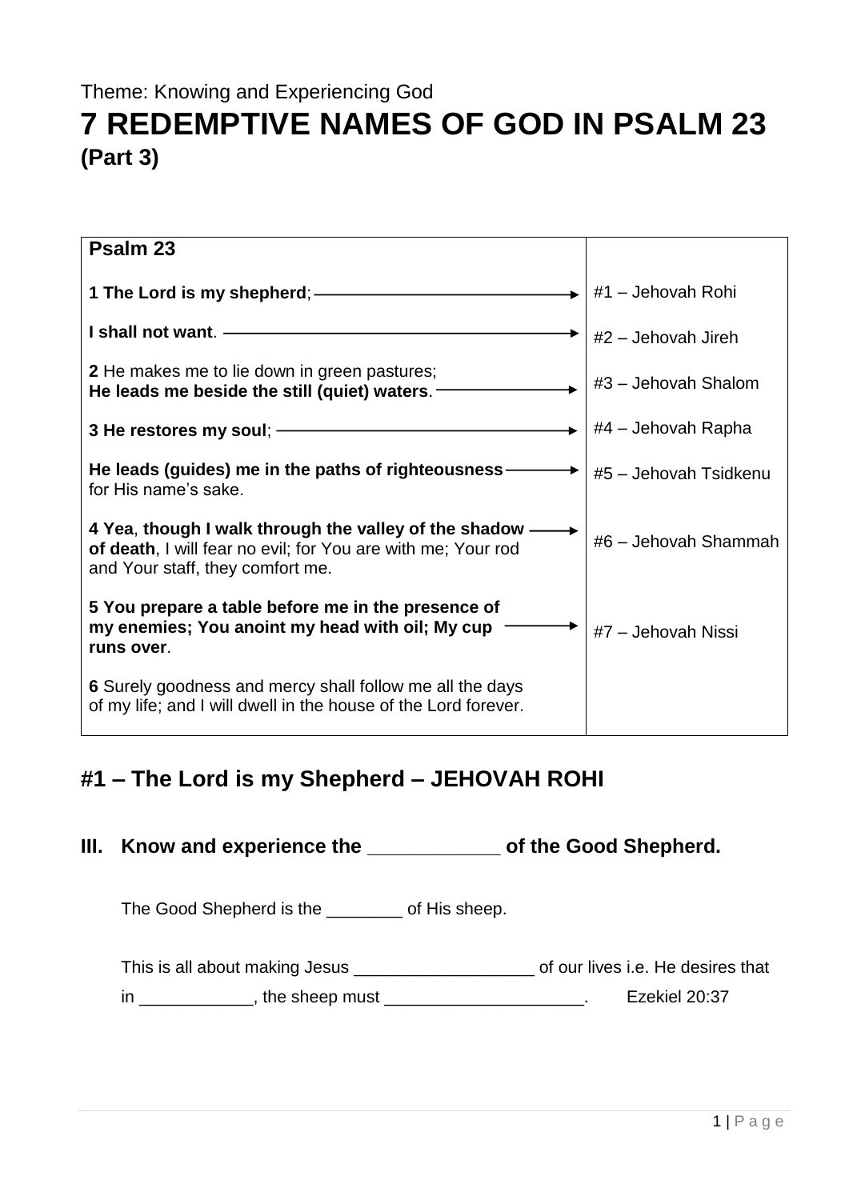Theme: Knowing and Experiencing God

# 7 REDEMPTIVE NAMES OF GOD IN PSALM 23

**(Part 3)**

| **Psalm 23** | |
|---|---|
| **1 The Lord is my shepherd**; → | #1 – Jehovah Rohi |
| **I shall not want**. → | #2 – Jehovah Jireh |
| **2** He makes me to lie down in green pastures; **He leads me beside the still (quiet) waters**. → | #3 – Jehovah Shalom |
| **3 He restores my soul**; → | #4 – Jehovah Rapha |
| **He leads (guides) me in the paths of righteousness** → for His name's sake. | #5 – Jehovah Tsidkenu |
| **4 Yea**, **though I walk through the valley of the shadow of death**, → I will fear no evil; for You are with me; Your rod and Your staff, they comfort me. | #6 – Jehovah Shammah |
| **5 You prepare a table before me in the presence of my enemies; You anoint my head with oil; My cup runs over**. → | #7 – Jehovah Nissi |
| **6** Surely goodness and mercy shall follow me all the days of my life; and I will dwell in the house of the Lord forever. | |

## #1 – The Lord is my Shepherd – JEHOVAH ROHI

### III. Know and experience the ____________ of the Good Shepherd.

The Good Shepherd is the ________ of His sheep.

This is all about making Jesus ___________________ of our lives i.e. He desires that in ____________, the sheep must _____________________. Ezekiel 20:37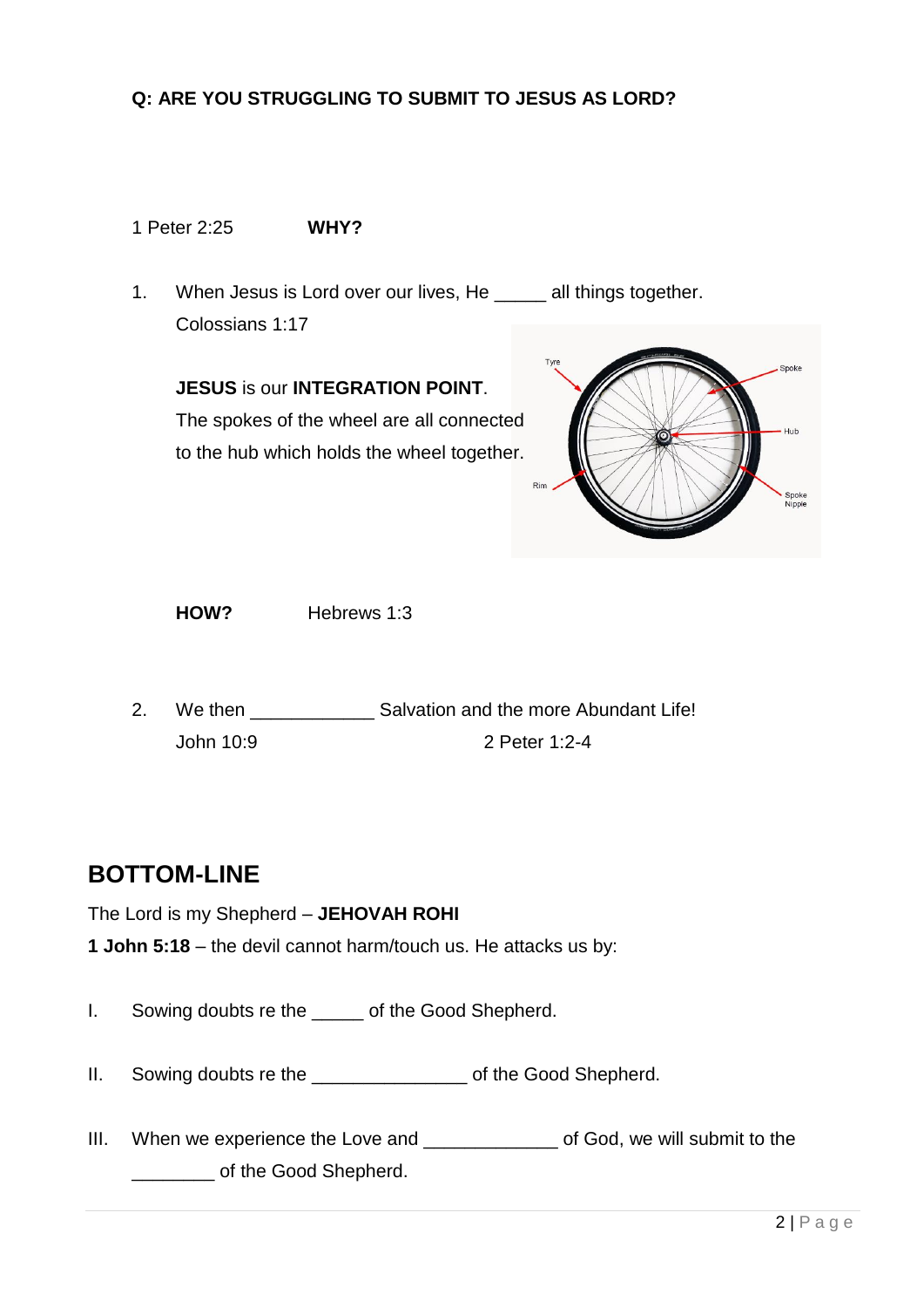**Q: ARE YOU STRUGGLING TO SUBMIT TO JESUS AS LORD?**

1 Peter 2:25 **WHY?**

1. When Jesus is Lord over our lives, He _____ all things together.
   Colossians 1:17

   **JESUS** is our **INTEGRATION POINT**.
   The spokes of the wheel are all connected to the hub which holds the wheel together.

   Tyre
   Spoke
   Hub
   Rim
   Spoke Nipple

   **HOW?** Hebrews 1:3

2. We then ____________ Salvation and the more Abundant Life!
   John 10:9 2 Peter 1:2-4

## BOTTOM-LINE

The Lord is my Shepherd – **JEHOVAH ROHI**

**1 John 5:18** – the devil cannot harm/touch us. He attacks us by:

I. Sowing doubts re the _____ of the Good Shepherd.

II. Sowing doubts re the _______________ of the Good Shepherd.

III. When we experience the Love and _____________ of God, we will submit to the ________ of the Good Shepherd.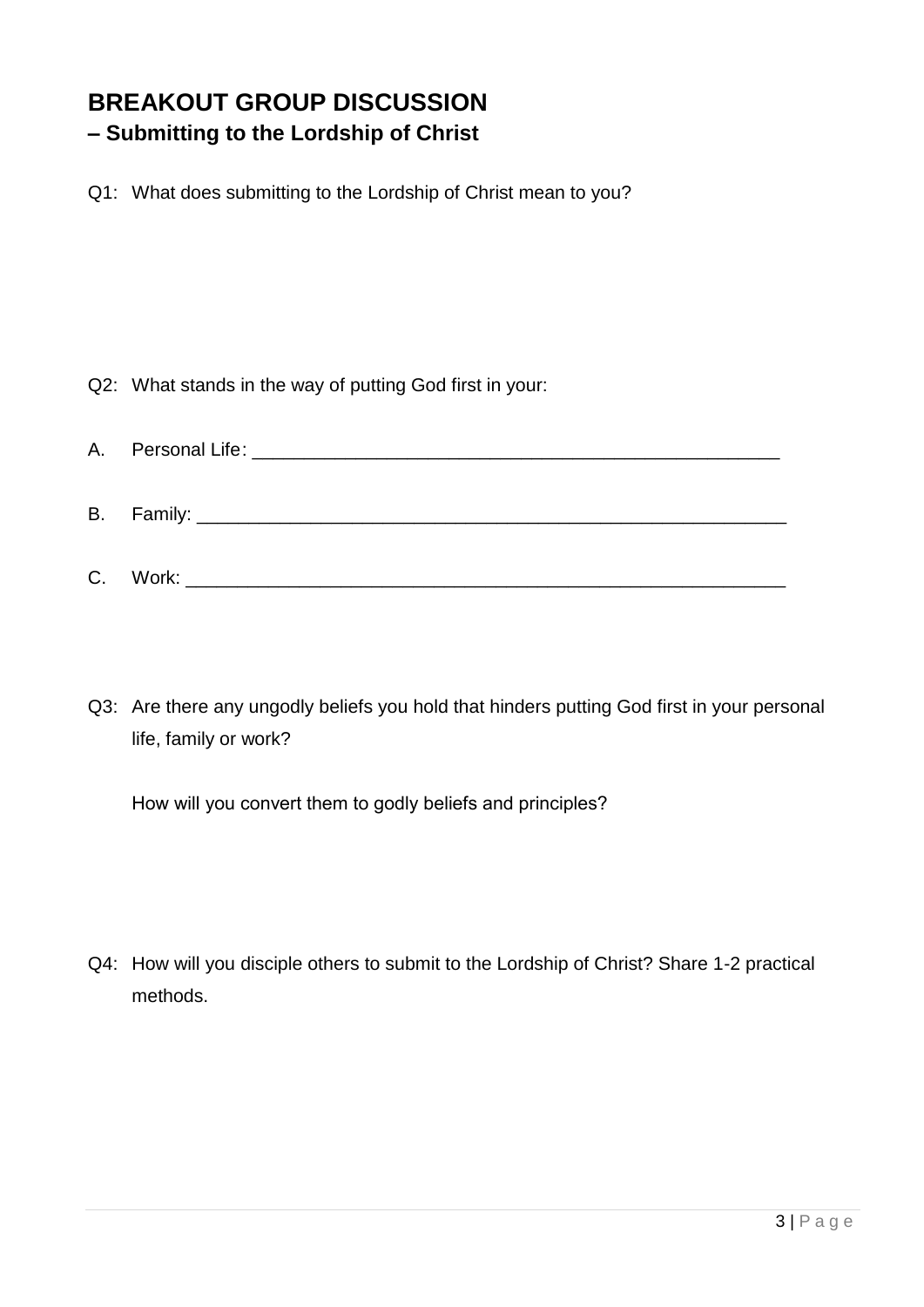# BREAKOUT GROUP DISCUSSION
## – Submitting to the Lordship of Christ

Q1: What does submitting to the Lordship of Christ mean to you?

Q2: What stands in the way of putting God first in your:

A. Personal Life: ____________________________________________________

B. Family: ____________________________________________________________

C. Work: _____________________________________________________________

Q3: Are there any ungodly beliefs you hold that hinders putting God first in your personal life, family or work?

How will you convert them to godly beliefs and principles?

Q4: How will you disciple others to submit to the Lordship of Christ? Share 1-2 practical methods.